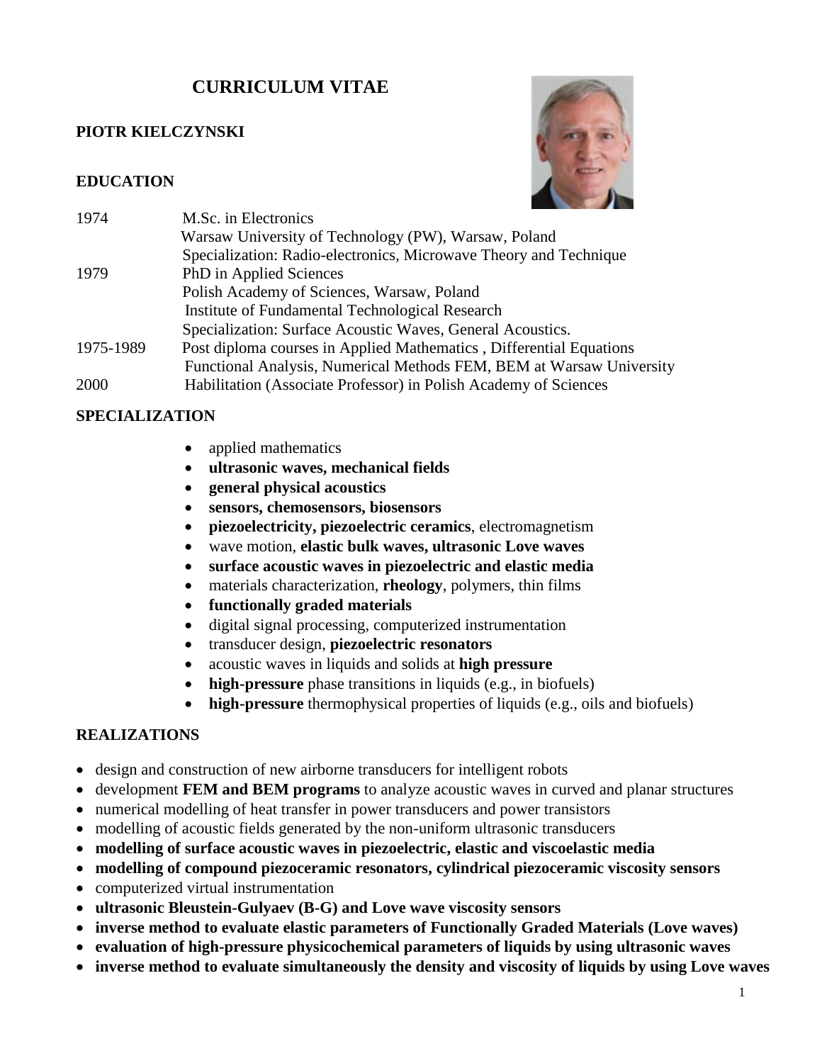# CURRICULUM VITAE

## PIOTR KIELCZYNSKI

### EDUCATION

| | |
|---|---|
| 1974 | M.Sc. in Electronics<br>Warsaw University of Technology (PW), Warsaw, Poland<br>Specialization: Radio-electronics, Microwave Theory and Technique |
| 1979 | PhD in Applied Sciences<br>Polish Academy of Sciences, Warsaw, Poland<br>Institute of Fundamental Technological Research<br>Specialization: Surface Acoustic Waves, General Acoustics. |
| 1975-1989 | Post diploma courses in Applied Mathematics , Differential Equations<br>Functional Analysis, Numerical Methods FEM, BEM at Warsaw University |
| 2000 | Habilitation (Associate Professor) in Polish Academy of Sciences |

### SPECIALIZATION

- applied mathematics
- **ultrasonic waves, mechanical fields**
- **general physical acoustics**
- **sensors, chemosensors, biosensors**
- **piezoelectricity, piezoelectric ceramics**, electromagnetism
- wave motion, **elastic bulk waves, ultrasonic Love waves**
- **surface acoustic waves in piezoelectric and elastic media**
- materials characterization, **rheology**, polymers, thin films
- **functionally graded materials**
- digital signal processing, computerized instrumentation
- transducer design, **piezoelectric resonators**
- acoustic waves in liquids and solids at **high pressure**
- **high-pressure** phase transitions in liquids (e.g., in biofuels)
- **high-pressure** thermophysical properties of liquids (e.g., oils and biofuels)

### REALIZATIONS

- design and construction of new airborne transducers for intelligent robots
- development **FEM and BEM programs** to analyze acoustic waves in curved and planar structures
- numerical modelling of heat transfer in power transducers and power transistors
- modelling of acoustic fields generated by the non-uniform ultrasonic transducers
- **modelling of surface acoustic waves in piezoelectric, elastic and viscoelastic media**
- **modelling of compound piezoceramic resonators, cylindrical piezoceramic viscosity sensors**
- computerized virtual instrumentation
- **ultrasonic Bleustein-Gulyaev (B-G) and Love wave viscosity sensors**
- **inverse method to evaluate elastic parameters of Functionally Graded Materials (Love waves)**
- **evaluation of high-pressure physicochemical parameters of liquids by using ultrasonic waves**
- **inverse method to evaluate simultaneously the density and viscosity of liquids by using Love waves**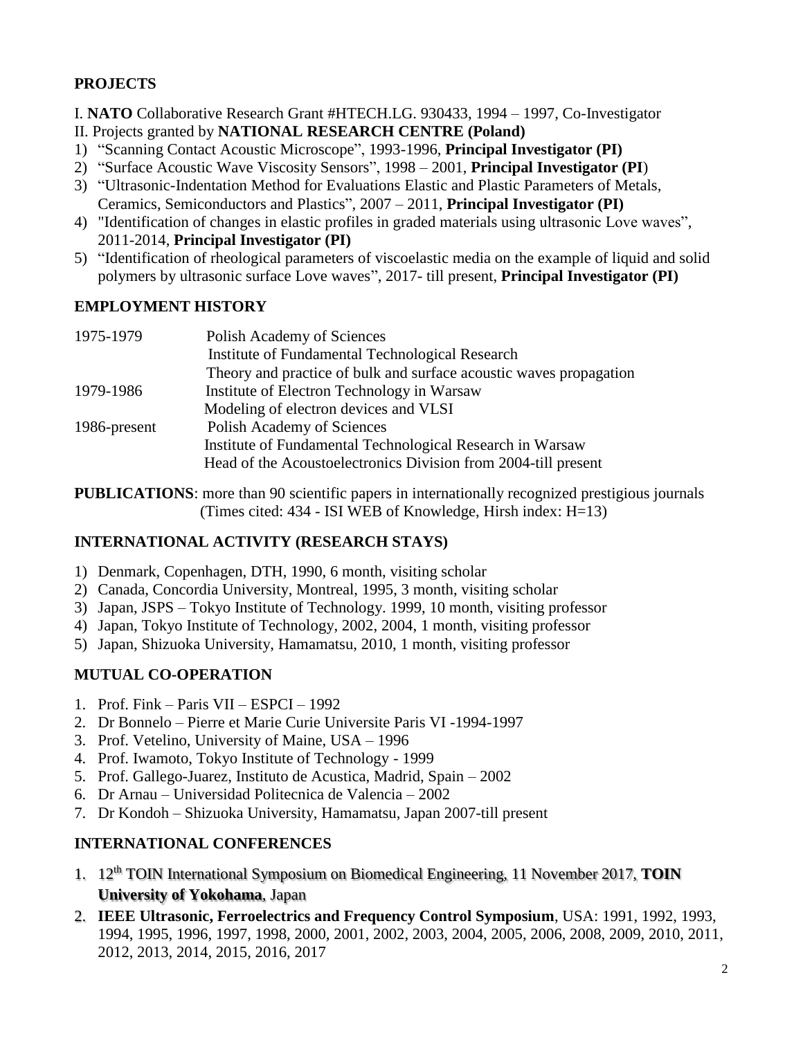## PROJECTS

I. **NATO** Collaborative Research Grant #HTECH.LG. 930433, 1994 – 1997, Co-Investigator

II. Projects granted by **NATIONAL RESEARCH CENTRE (Poland)**

1) "Scanning Contact Acoustic Microscope", 1993-1996, **Principal Investigator (PI)**
2) "Surface Acoustic Wave Viscosity Sensors", 1998 – 2001, **Principal Investigator (PI**)
3) "Ultrasonic-Indentation Method for Evaluations Elastic and Plastic Parameters of Metals, Ceramics, Semiconductors and Plastics", 2007 – 2011, **Principal Investigator (PI)**
4) "Identification of changes in elastic profiles in graded materials using ultrasonic Love waves", 2011-2014, **Principal Investigator (PI)**
5) "Identification of rheological parameters of viscoelastic media on the example of liquid and solid polymers by ultrasonic surface Love waves", 2017- till present, **Principal Investigator (PI)**

## EMPLOYMENT HISTORY

| | |
|---|---|
| 1975-1979 | Polish Academy of Sciences<br>Institute of Fundamental Technological Research<br>Theory and practice of bulk and surface acoustic waves propagation |
| 1979-1986 | Institute of Electron Technology in Warsaw<br>Modeling of electron devices and VLSI |
| 1986-present | Polish Academy of Sciences<br>Institute of Fundamental Technological Research in Warsaw<br>Head of the Acoustoelectronics Division from 2004-till present |

**PUBLICATIONS**: more than 90 scientific papers in internationally recognized prestigious journals (Times cited: 434 - ISI WEB of Knowledge, Hirsh index: H=13)

## INTERNATIONAL ACTIVITY (RESEARCH STAYS)

1) Denmark, Copenhagen, DTH, 1990, 6 month, visiting scholar
2) Canada, Concordia University, Montreal, 1995, 3 month, visiting scholar
3) Japan, JSPS – Tokyo Institute of Technology. 1999, 10 month, visiting professor
4) Japan, Tokyo Institute of Technology, 2002, 2004, 1 month, visiting professor
5) Japan, Shizuoka University, Hamamatsu, 2010, 1 month, visiting professor

## MUTUAL CO-OPERATION

1. Prof. Fink – Paris VII – ESPCI – 1992
2. Dr Bonnelo – Pierre et Marie Curie Universite Paris VI -1994-1997
3. Prof. Vetelino, University of Maine, USA – 1996
4. Prof. Iwamoto, Tokyo Institute of Technology - 1999
5. Prof. Gallego-Juarez, Instituto de Acustica, Madrid, Spain – 2002
6. Dr Arnau – Universidad Politecnica de Valencia – 2002
7. Dr Kondoh – Shizuoka University, Hamamatsu, Japan 2007-till present

## INTERNATIONAL CONFERENCES

1. 12th TOIN International Symposium on Biomedical Engineering, 11 November 2017, **TOIN University of Yokohama**, Japan
2. **IEEE Ultrasonic, Ferroelectrics and Frequency Control Symposium**, USA: 1991, 1992, 1993, 1994, 1995, 1996, 1997, 1998, 2000, 2001, 2002, 2003, 2004, 2005, 2006, 2008, 2009, 2010, 2011, 2012, 2013, 2014, 2015, 2016, 2017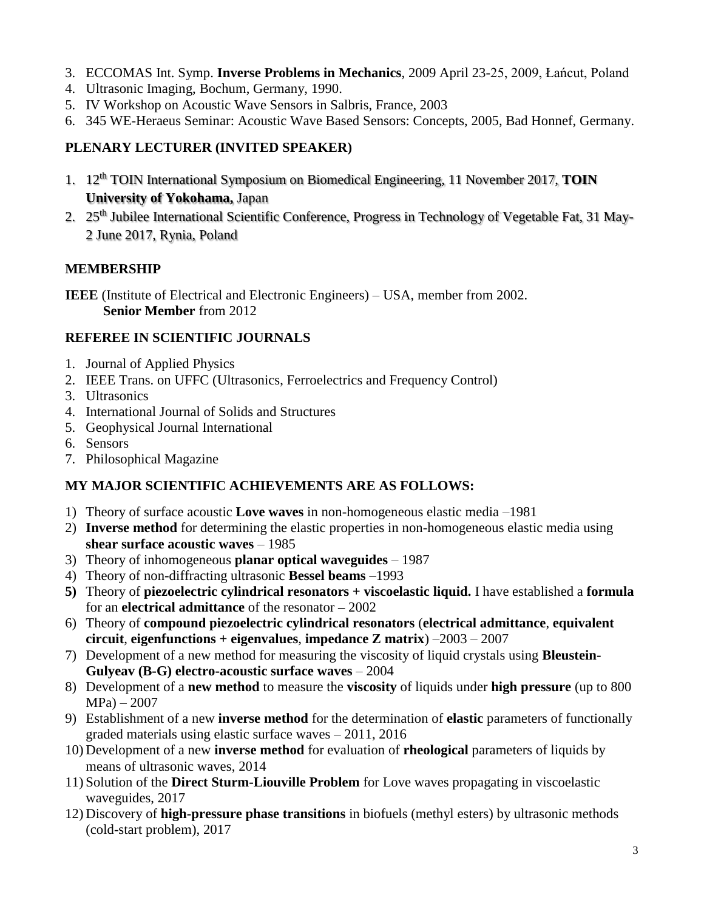3. ECCOMAS Int. Symp. **Inverse Problems in Mechanics**, 2009 April 23-25, 2009, Łańcut, Poland
4. Ultrasonic Imaging, Bochum, Germany, 1990.
5. IV Workshop on Acoustic Wave Sensors in Salbris, France, 2003
6. 345 WE-Heraeus Seminar: Acoustic Wave Based Sensors: Concepts, 2005, Bad Honnef, Germany.

## PLENARY LECTURER (INVITED SPEAKER)

1. 12th TOIN International Symposium on Biomedical Engineering, 11 November 2017, **TOIN University of Yokohama,** Japan
2. 25th Jubilee International Scientific Conference, Progress in Technology of Vegetable Fat, 31 May-2 June 2017, Rynia, Poland

## MEMBERSHIP

**IEEE** (Institute of Electrical and Electronic Engineers) – USA, member from 2002.
**Senior Member** from 2012

## REFEREE IN SCIENTIFIC JOURNALS

1. Journal of Applied Physics
2. IEEE Trans. on UFFC (Ultrasonics, Ferroelectrics and Frequency Control)
3. Ultrasonics
4. International Journal of Solids and Structures
5. Geophysical Journal International
6. Sensors
7. Philosophical Magazine

## MY MAJOR SCIENTIFIC ACHIEVEMENTS ARE AS FOLLOWS:

1) Theory of surface acoustic **Love waves** in non-homogeneous elastic media –1981
2) **Inverse method** for determining the elastic properties in non-homogeneous elastic media using **shear surface acoustic waves** – 1985
3) Theory of inhomogeneous **planar optical waveguides** – 1987
4) Theory of non-diffracting ultrasonic **Bessel beams** –1993
5) Theory of **piezoelectric cylindrical resonators + viscoelastic liquid.** I have established a **formula** for an **electrical admittance** of the resonator **–** 2002
6) Theory of **compound piezoelectric cylindrical resonators** (**electrical admittance**, **equivalent circuit**, **eigenfunctions + eigenvalues**, **impedance Z matrix**) –2003 – 2007
7) Development of a new method for measuring the viscosity of liquid crystals using **Bleustein-Gulyeav (B-G) electro-acoustic surface waves** – 2004
8) Development of a **new method** to measure the **viscosity** of liquids under **high pressure** (up to 800 MPa) – 2007
9) Establishment of a new **inverse method** for the determination of **elastic** parameters of functionally graded materials using elastic surface waves – 2011, 2016
10) Development of a new **inverse method** for evaluation of **rheological** parameters of liquids by means of ultrasonic waves, 2014
11) Solution of the **Direct Sturm-Liouville Problem** for Love waves propagating in viscoelastic waveguides, 2017
12) Discovery of **high-pressure phase transitions** in biofuels (methyl esters) by ultrasonic methods (cold-start problem), 2017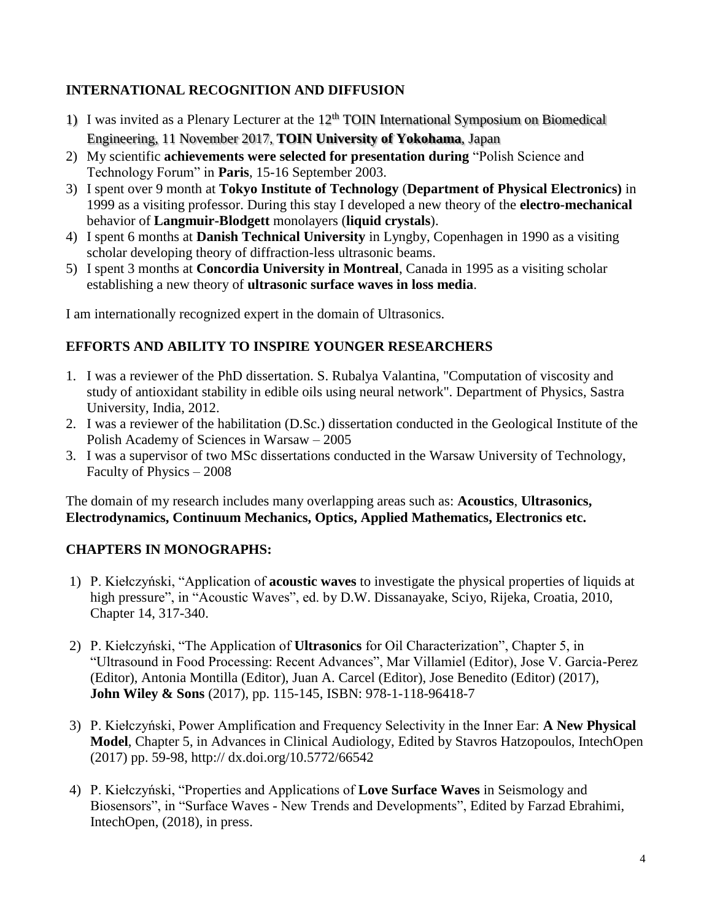## INTERNATIONAL RECOGNITION AND DIFFUSION

1) I was invited as a Plenary Lecturer at the 12$^{th}$ TOIN International Symposium on Biomedical Engineering, 11 November 2017, **TOIN University of Yokohama**, Japan
2) My scientific **achievements were selected for presentation during** "Polish Science and Technology Forum" in **Paris**, 15-16 September 2003.
3) I spent over 9 month at **Tokyo Institute of Technology** (**Department of Physical Electronics)** in 1999 as a visiting professor. During this stay I developed a new theory of the **electro-mechanical** behavior of **Langmuir-Blodgett** monolayers (**liquid crystals**).
4) I spent 6 months at **Danish Technical University** in Lyngby, Copenhagen in 1990 as a visiting scholar developing theory of diffraction-less ultrasonic beams.
5) I spent 3 months at **Concordia University in Montreal**, Canada in 1995 as a visiting scholar establishing a new theory of **ultrasonic surface waves in loss media**.

I am internationally recognized expert in the domain of Ultrasonics.

## EFFORTS AND ABILITY TO INSPIRE YOUNGER RESEARCHERS

1. I was a reviewer of the PhD dissertation. S. Rubalya Valantina, "Computation of viscosity and study of antioxidant stability in edible oils using neural network". Department of Physics, Sastra University, India, 2012.
2. I was a reviewer of the habilitation (D.Sc.) dissertation conducted in the Geological Institute of the Polish Academy of Sciences in Warsaw – 2005
3. I was a supervisor of two MSc dissertations conducted in the Warsaw University of Technology, Faculty of Physics – 2008

The domain of my research includes many overlapping areas such as: **Acoustics**, **Ultrasonics, Electrodynamics, Continuum Mechanics, Optics, Applied Mathematics, Electronics etc.**

## CHAPTERS IN MONOGRAPHS:

1) P. Kiełczyński, "Application of **acoustic waves** to investigate the physical properties of liquids at high pressure", in "Acoustic Waves", ed. by D.W. Dissanayake, Sciyo, Rijeka, Croatia, 2010, Chapter 14, 317-340.

2) P. Kiełczyński, "The Application of **Ultrasonics** for Oil Characterization", Chapter 5, in "Ultrasound in Food Processing: Recent Advances", Mar Villamiel (Editor), Jose V. Garcia-Perez (Editor), Antonia Montilla (Editor), Juan A. Carcel (Editor), Jose Benedito (Editor) (2017), **John Wiley & Sons** (2017), pp. 115-145, ISBN: 978-1-118-96418-7

3) P. Kiełczyński, Power Amplification and Frequency Selectivity in the Inner Ear: **A New Physical Model**, Chapter 5, in Advances in Clinical Audiology, Edited by Stavros Hatzopoulos, IntechOpen (2017) pp. 59-98, http:// dx.doi.org/10.5772/66542

4) P. Kiełczyński, "Properties and Applications of **Love Surface Waves** in Seismology and Biosensors", in "Surface Waves - New Trends and Developments", Edited by Farzad Ebrahimi, IntechOpen, (2018), in press.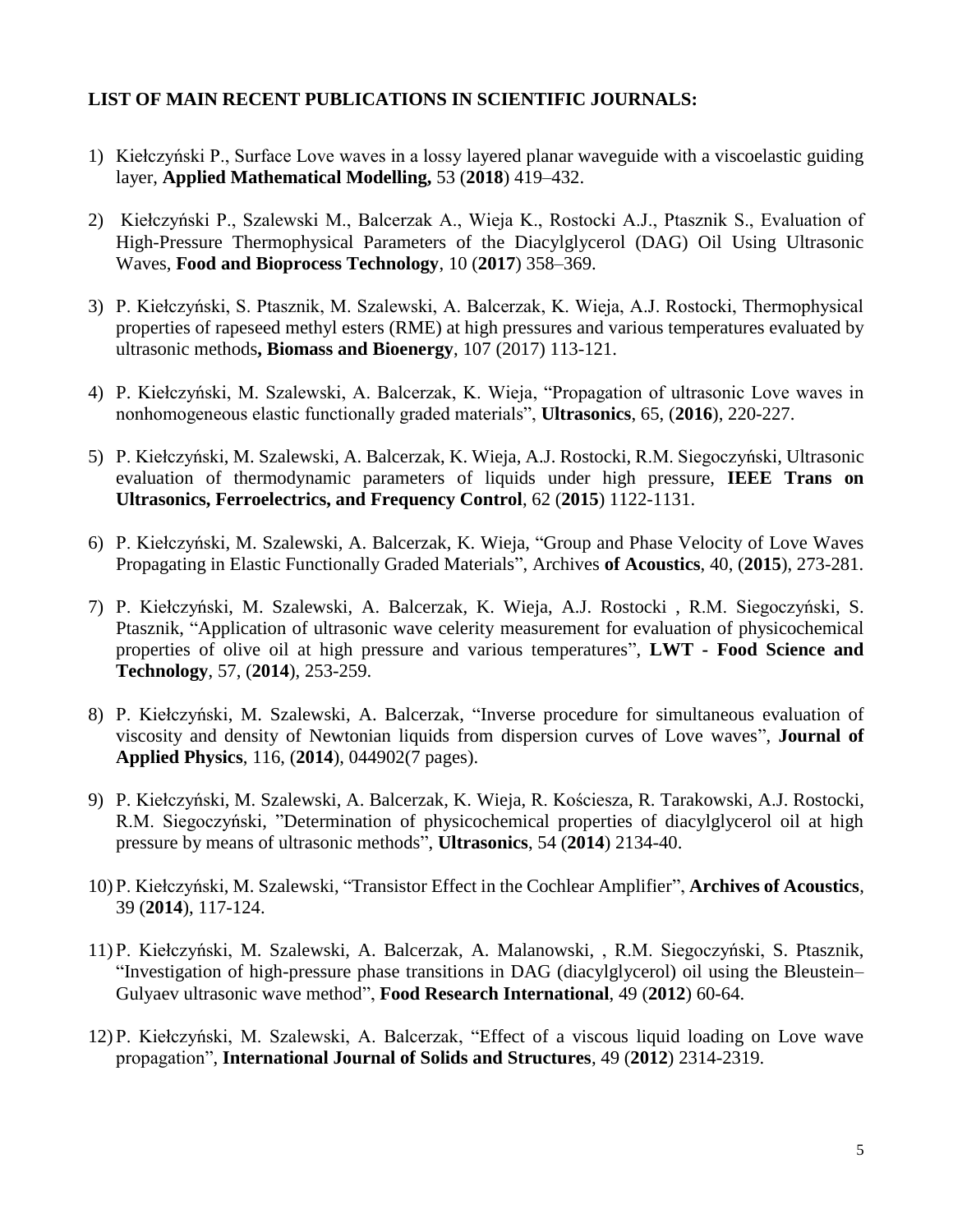**LIST OF MAIN RECENT PUBLICATIONS IN SCIENTIFIC JOURNALS:**

1) Kiełczyński P., Surface Love waves in a lossy layered planar waveguide with a viscoelastic guiding layer, **Applied Mathematical Modelling,** 53 (**2018**) 419–432.

2) Kiełczyński P., Szalewski M., Balcerzak A., Wieja K., Rostocki A.J., Ptasznik S., Evaluation of High-Pressure Thermophysical Parameters of the Diacylglycerol (DAG) Oil Using Ultrasonic Waves, **Food and Bioprocess Technology**, 10 (**2017**) 358–369.

3) P. Kiełczyński, S. Ptasznik, M. Szalewski, A. Balcerzak, K. Wieja, A.J. Rostocki, Thermophysical properties of rapeseed methyl esters (RME) at high pressures and various temperatures evaluated by ultrasonic methods**, Biomass and Bioenergy**, 107 (2017) 113-121.

4) P. Kiełczyński, M. Szalewski, A. Balcerzak, K. Wieja, "Propagation of ultrasonic Love waves in nonhomogeneous elastic functionally graded materials", **Ultrasonics**, 65, (**2016**), 220-227.

5) P. Kiełczyński, M. Szalewski, A. Balcerzak, K. Wieja, A.J. Rostocki, R.M. Siegoczyński, Ultrasonic evaluation of thermodynamic parameters of liquids under high pressure, **IEEE Trans on Ultrasonics, Ferroelectrics, and Frequency Control**, 62 (**2015**) 1122-1131.

6) P. Kiełczyński, M. Szalewski, A. Balcerzak, K. Wieja, "Group and Phase Velocity of Love Waves Propagating in Elastic Functionally Graded Materials", Archives **of Acoustics**, 40, (**2015**), 273-281.

7) P. Kiełczyński, M. Szalewski, A. Balcerzak, K. Wieja, A.J. Rostocki , R.M. Siegoczyński, S. Ptasznik, "Application of ultrasonic wave celerity measurement for evaluation of physicochemical properties of olive oil at high pressure and various temperatures", **LWT - Food Science and Technology**, 57, (**2014**), 253-259.

8) P. Kiełczyński, M. Szalewski, A. Balcerzak, "Inverse procedure for simultaneous evaluation of viscosity and density of Newtonian liquids from dispersion curves of Love waves", **Journal of Applied Physics**, 116, (**2014**), 044902(7 pages).

9) P. Kiełczyński, M. Szalewski, A. Balcerzak, K. Wieja, R. Kościesza, R. Tarakowski, A.J. Rostocki, R.M. Siegoczyński, "Determination of physicochemical properties of diacylglycerol oil at high pressure by means of ultrasonic methods", **Ultrasonics**, 54 (**2014**) 2134-40.

10) P. Kiełczyński, M. Szalewski, "Transistor Effect in the Cochlear Amplifier", **Archives of Acoustics**, 39 (**2014**), 117-124.

11) P. Kiełczyński, M. Szalewski, A. Balcerzak, A. Malanowski, , R.M. Siegoczyński, S. Ptasznik, "Investigation of high-pressure phase transitions in DAG (diacylglycerol) oil using the Bleustein–Gulyaev ultrasonic wave method", **Food Research International**, 49 (**2012**) 60-64.

12) P. Kiełczyński, M. Szalewski, A. Balcerzak, "Effect of a viscous liquid loading on Love wave propagation", **International Journal of Solids and Structures**, 49 (**2012**) 2314-2319.